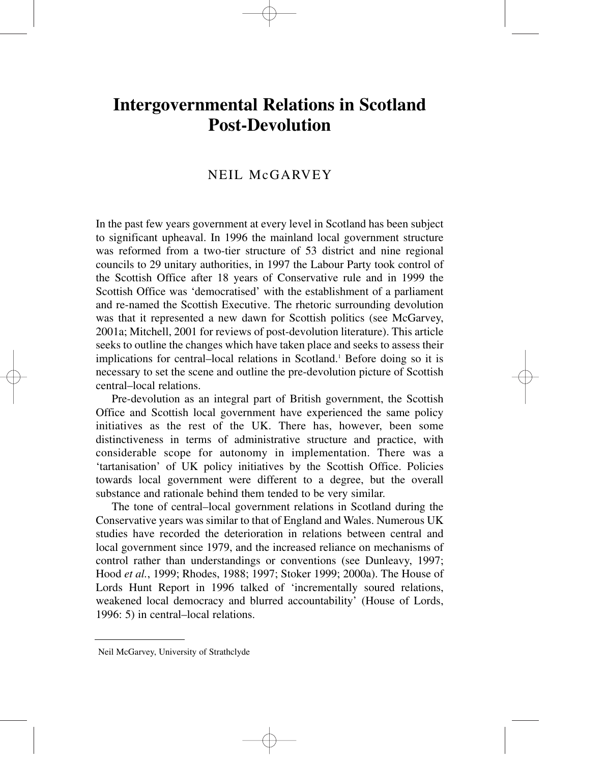# Intergovernmental Relations in Scotland Post-Devolution

NEIL McGARVEY

In the past few years government at every level in Scotland has been subject to significant upheaval. In 1996 the mainland local government structure was reformed from a two-tier structure of 53 district and nine regional councils to 29 unitary authorities, in 1997 the Labour Party took control of the Scottish Office after 18 years of Conservative rule and in 1999 the Scottish Office was 'democratised' with the establishment of a parliament and re-named the Scottish Executive. The rhetoric surrounding devolution was that it represented a new dawn for Scottish politics (see McGarvey, 2001a; Mitchell, 2001 for reviews of post-devolution literature). This article seeks to outline the changes which have taken place and seeks to assess their implications for central–local relations in Scotland.[1] Before doing so it is necessary to set the scene and outline the pre-devolution picture of Scottish central–local relations.

Pre-devolution as an integral part of British government, the Scottish Office and Scottish local government have experienced the same policy initiatives as the rest of the UK. There has, however, been some distinctiveness in terms of administrative structure and practice, with considerable scope for autonomy in implementation. There was a 'tartanisation' of UK policy initiatives by the Scottish Office. Policies towards local government were different to a degree, but the overall substance and rationale behind them tended to be very similar.

The tone of central–local government relations in Scotland during the Conservative years was similar to that of England and Wales. Numerous UK studies have recorded the deterioration in relations between central and local government since 1979, and the increased reliance on mechanisms of control rather than understandings or conventions (see Dunleavy, 1997; Hood *et al.*, 1999; Rhodes, 1988; 1997; Stoker 1999; 2000a). The House of Lords Hunt Report in 1996 talked of 'incrementally soured relations, weakened local democracy and blurred accountability' (House of Lords, 1996: 5) in central–local relations.

Neil McGarvey, University of Strathclyde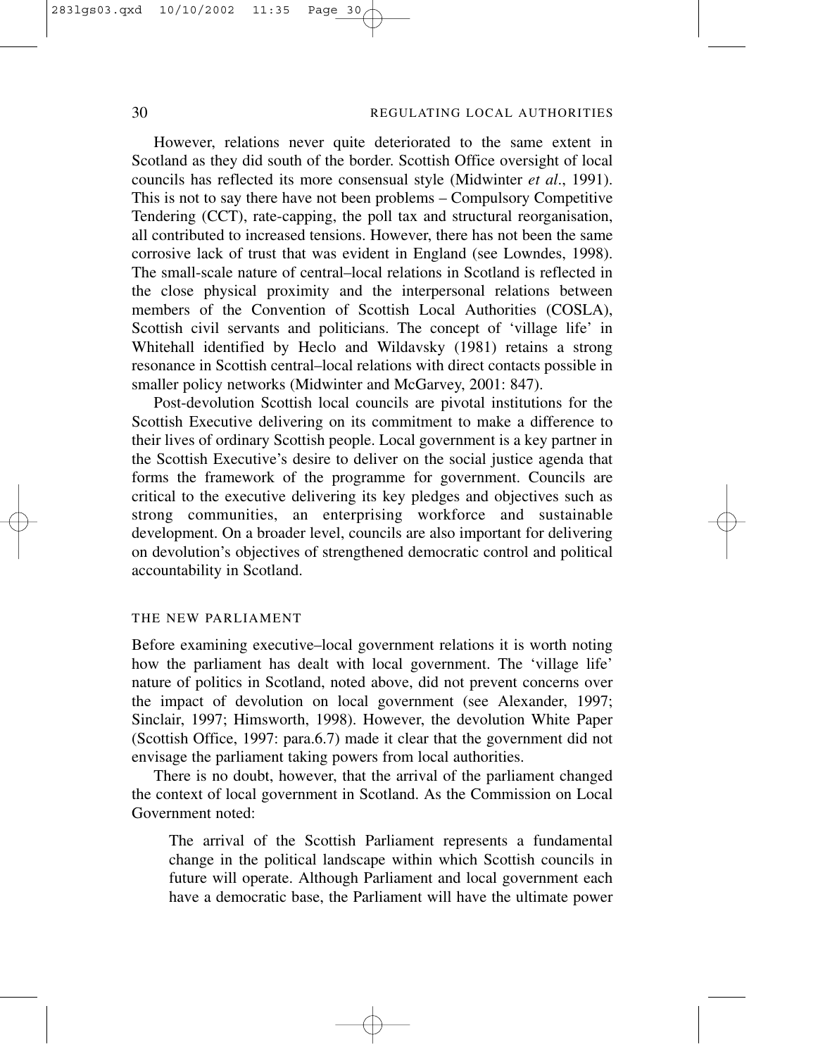However, relations never quite deteriorated to the same extent in Scotland as they did south of the border. Scottish Office oversight of local councils has reflected its more consensual style (Midwinter *et al*., 1991). This is not to say there have not been problems – Compulsory Competitive Tendering (CCT), rate-capping, the poll tax and structural reorganisation, all contributed to increased tensions. However, there has not been the same corrosive lack of trust that was evident in England (see Lowndes, 1998). The small-scale nature of central–local relations in Scotland is reflected in the close physical proximity and the interpersonal relations between members of the Convention of Scottish Local Authorities (COSLA), Scottish civil servants and politicians. The concept of 'village life' in Whitehall identified by Heclo and Wildavsky (1981) retains a strong resonance in Scottish central–local relations with direct contacts possible in smaller policy networks (Midwinter and McGarvey, 2001: 847).

Post-devolution Scottish local councils are pivotal institutions for the Scottish Executive delivering on its commitment to make a difference to their lives of ordinary Scottish people. Local government is a key partner in the Scottish Executive's desire to deliver on the social justice agenda that forms the framework of the programme for government. Councils are critical to the executive delivering its key pledges and objectives such as strong communities, an enterprising workforce and sustainable development. On a broader level, councils are also important for delivering on devolution's objectives of strengthened democratic control and political accountability in Scotland.

## THE NEW PARLIAMENT

Before examining executive–local government relations it is worth noting how the parliament has dealt with local government. The 'village life' nature of politics in Scotland, noted above, did not prevent concerns over the impact of devolution on local government (see Alexander, 1997; Sinclair, 1997; Himsworth, 1998). However, the devolution White Paper (Scottish Office, 1997: para.6.7) made it clear that the government did not envisage the parliament taking powers from local authorities.

There is no doubt, however, that the arrival of the parliament changed the context of local government in Scotland. As the Commission on Local Government noted:

> The arrival of the Scottish Parliament represents a fundamental change in the political landscape within which Scottish councils in future will operate. Although Parliament and local government each have a democratic base, the Parliament will have the ultimate power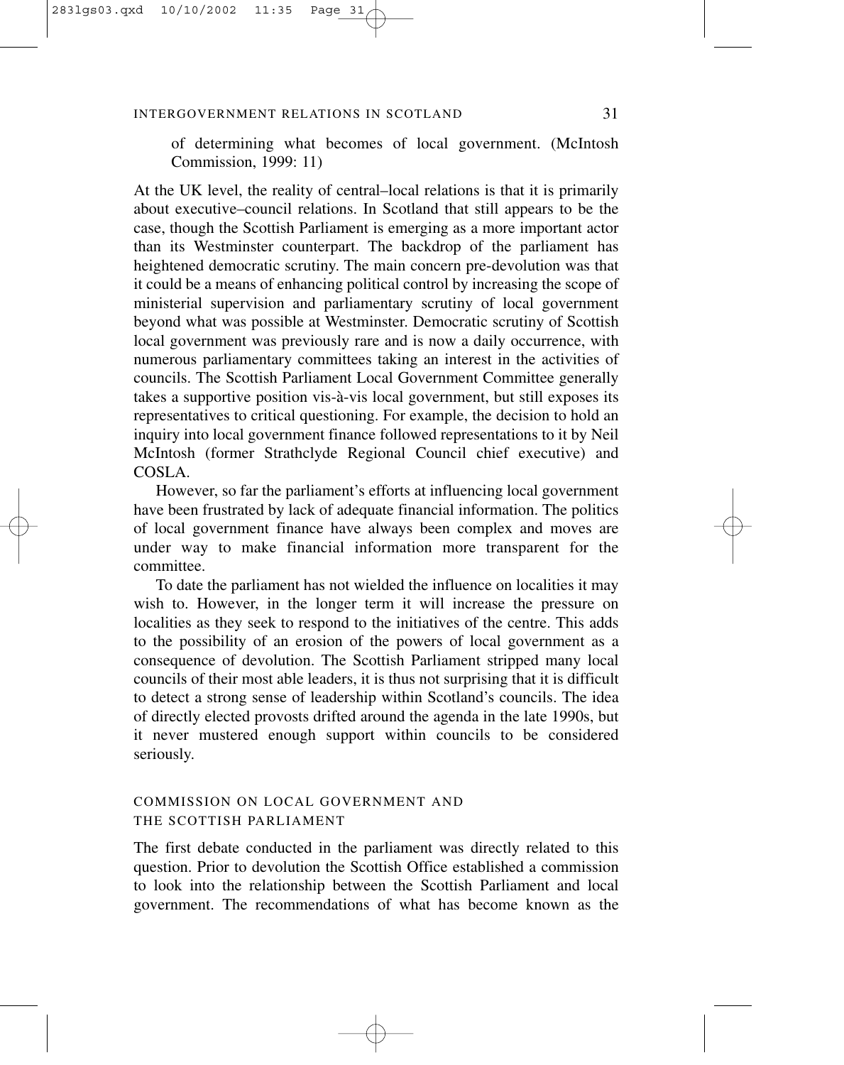of determining what becomes of local government. (McIntosh Commission, 1999: 11)

At the UK level, the reality of central–local relations is that it is primarily about executive–council relations. In Scotland that still appears to be the case, though the Scottish Parliament is emerging as a more important actor than its Westminster counterpart. The backdrop of the parliament has heightened democratic scrutiny. The main concern pre-devolution was that it could be a means of enhancing political control by increasing the scope of ministerial supervision and parliamentary scrutiny of local government beyond what was possible at Westminster. Democratic scrutiny of Scottish local government was previously rare and is now a daily occurrence, with numerous parliamentary committees taking an interest in the activities of councils. The Scottish Parliament Local Government Committee generally takes a supportive position vis-à-vis local government, but still exposes its representatives to critical questioning. For example, the decision to hold an inquiry into local government finance followed representations to it by Neil McIntosh (former Strathclyde Regional Council chief executive) and COSLA.

However, so far the parliament's efforts at influencing local government have been frustrated by lack of adequate financial information. The politics of local government finance have always been complex and moves are under way to make financial information more transparent for the committee.

To date the parliament has not wielded the influence on localities it may wish to. However, in the longer term it will increase the pressure on localities as they seek to respond to the initiatives of the centre. This adds to the possibility of an erosion of the powers of local government as a consequence of devolution. The Scottish Parliament stripped many local councils of their most able leaders, it is thus not surprising that it is difficult to detect a strong sense of leadership within Scotland's councils. The idea of directly elected provosts drifted around the agenda in the late 1990s, but it never mustered enough support within councils to be considered seriously.

## COMMISSION ON LOCAL GOVERNMENT AND THE SCOTTISH PARLIAMENT

The first debate conducted in the parliament was directly related to this question. Prior to devolution the Scottish Office established a commission to look into the relationship between the Scottish Parliament and local government. The recommendations of what has become known as the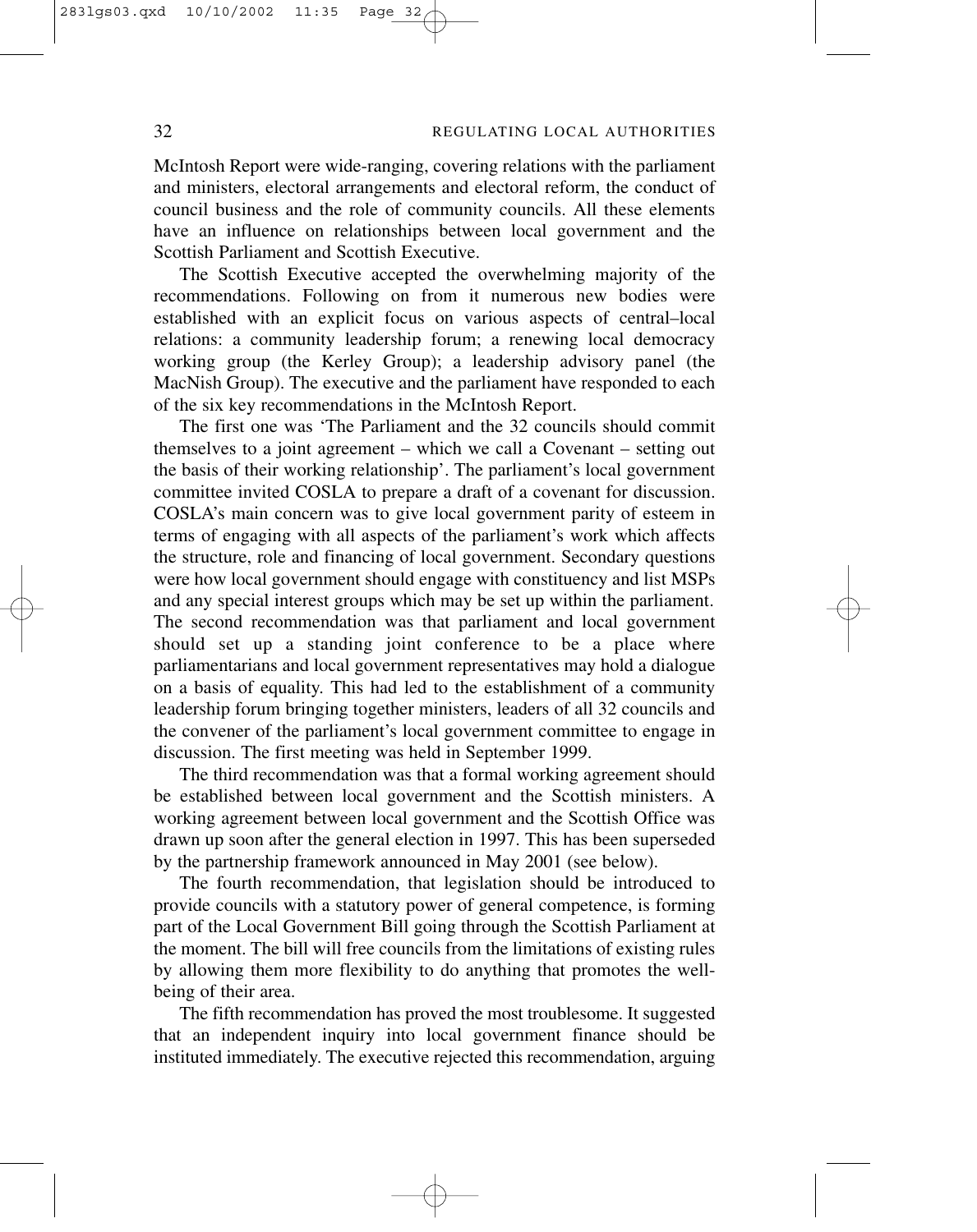McIntosh Report were wide-ranging, covering relations with the parliament and ministers, electoral arrangements and electoral reform, the conduct of council business and the role of community councils. All these elements have an influence on relationships between local government and the Scottish Parliament and Scottish Executive.

The Scottish Executive accepted the overwhelming majority of the recommendations. Following on from it numerous new bodies were established with an explicit focus on various aspects of central–local relations: a community leadership forum; a renewing local democracy working group (the Kerley Group); a leadership advisory panel (the MacNish Group). The executive and the parliament have responded to each of the six key recommendations in the McIntosh Report.

The first one was 'The Parliament and the 32 councils should commit themselves to a joint agreement – which we call a Covenant – setting out the basis of their working relationship'. The parliament's local government committee invited COSLA to prepare a draft of a covenant for discussion. COSLA's main concern was to give local government parity of esteem in terms of engaging with all aspects of the parliament's work which affects the structure, role and financing of local government. Secondary questions were how local government should engage with constituency and list MSPs and any special interest groups which may be set up within the parliament. The second recommendation was that parliament and local government should set up a standing joint conference to be a place where parliamentarians and local government representatives may hold a dialogue on a basis of equality. This had led to the establishment of a community leadership forum bringing together ministers, leaders of all 32 councils and the convener of the parliament's local government committee to engage in discussion. The first meeting was held in September 1999.

The third recommendation was that a formal working agreement should be established between local government and the Scottish ministers. A working agreement between local government and the Scottish Office was drawn up soon after the general election in 1997. This has been superseded by the partnership framework announced in May 2001 (see below).

The fourth recommendation, that legislation should be introduced to provide councils with a statutory power of general competence, is forming part of the Local Government Bill going through the Scottish Parliament at the moment. The bill will free councils from the limitations of existing rules by allowing them more flexibility to do anything that promotes the well-being of their area.

The fifth recommendation has proved the most troublesome. It suggested that an independent inquiry into local government finance should be instituted immediately. The executive rejected this recommendation, arguing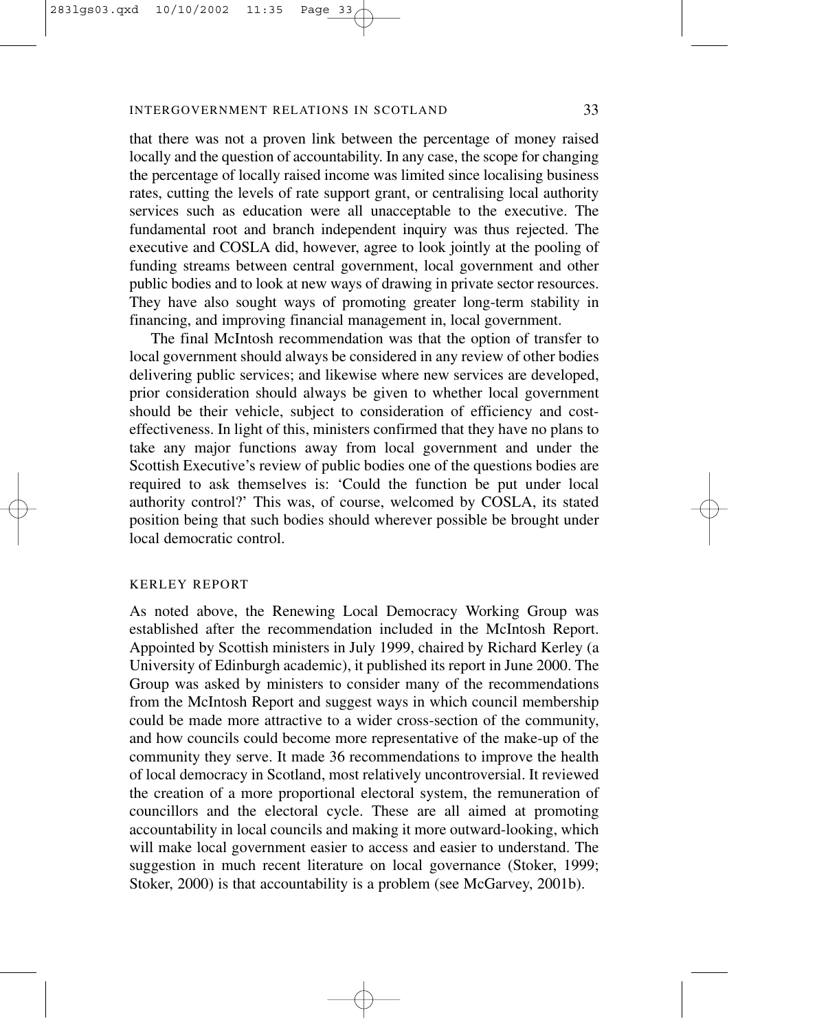that there was not a proven link between the percentage of money raised locally and the question of accountability. In any case, the scope for changing the percentage of locally raised income was limited since localising business rates, cutting the levels of rate support grant, or centralising local authority services such as education were all unacceptable to the executive. The fundamental root and branch independent inquiry was thus rejected. The executive and COSLA did, however, agree to look jointly at the pooling of funding streams between central government, local government and other public bodies and to look at new ways of drawing in private sector resources. They have also sought ways of promoting greater long-term stability in financing, and improving financial management in, local government.

The final McIntosh recommendation was that the option of transfer to local government should always be considered in any review of other bodies delivering public services; and likewise where new services are developed, prior consideration should always be given to whether local government should be their vehicle, subject to consideration of efficiency and cost-effectiveness. In light of this, ministers confirmed that they have no plans to take any major functions away from local government and under the Scottish Executive's review of public bodies one of the questions bodies are required to ask themselves is: 'Could the function be put under local authority control?' This was, of course, welcomed by COSLA, its stated position being that such bodies should wherever possible be brought under local democratic control.

## KERLEY REPORT

As noted above, the Renewing Local Democracy Working Group was established after the recommendation included in the McIntosh Report. Appointed by Scottish ministers in July 1999, chaired by Richard Kerley (a University of Edinburgh academic), it published its report in June 2000. The Group was asked by ministers to consider many of the recommendations from the McIntosh Report and suggest ways in which council membership could be made more attractive to a wider cross-section of the community, and how councils could become more representative of the make-up of the community they serve. It made 36 recommendations to improve the health of local democracy in Scotland, most relatively uncontroversial. It reviewed the creation of a more proportional electoral system, the remuneration of councillors and the electoral cycle. These are all aimed at promoting accountability in local councils and making it more outward-looking, which will make local government easier to access and easier to understand. The suggestion in much recent literature on local governance (Stoker, 1999; Stoker, 2000) is that accountability is a problem (see McGarvey, 2001b).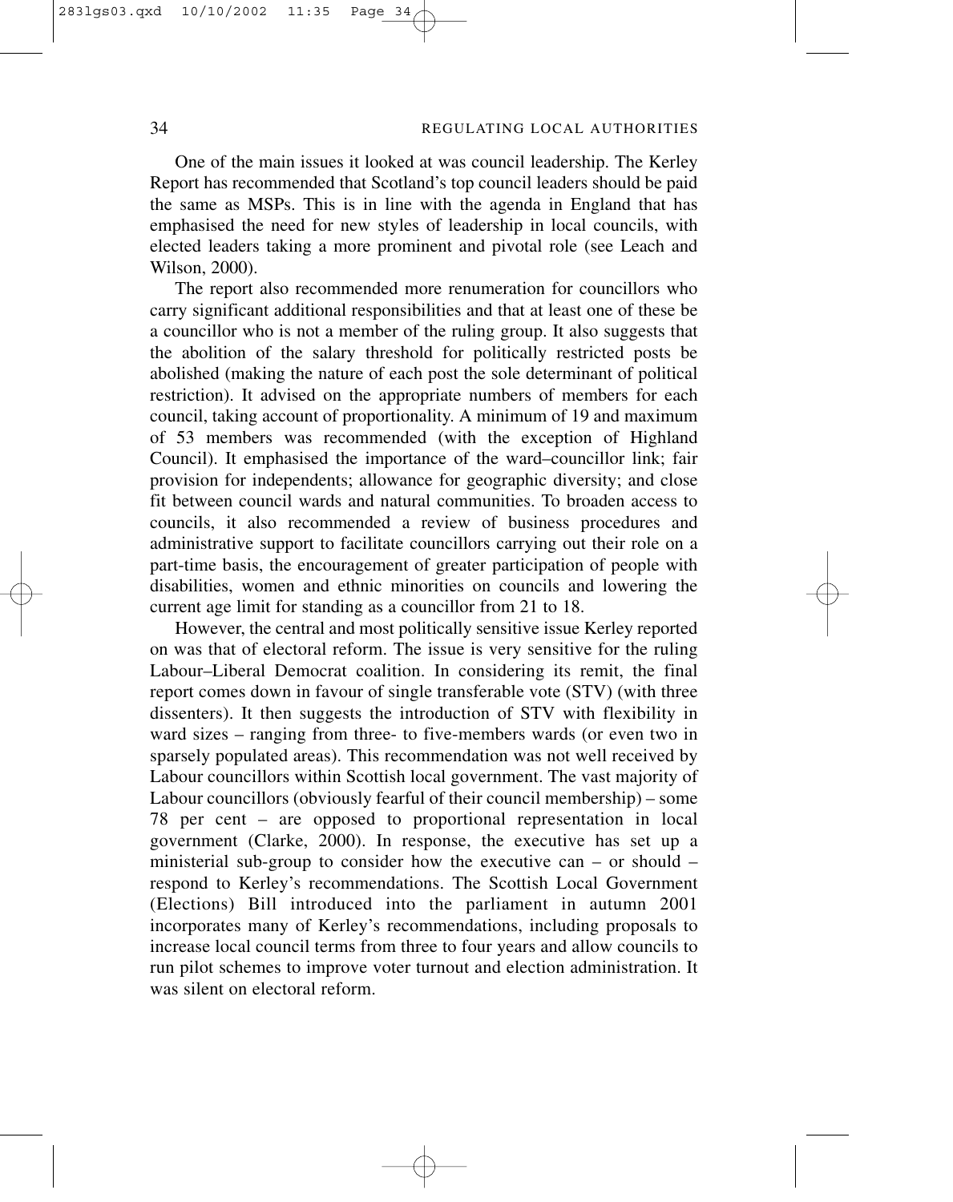One of the main issues it looked at was council leadership. The Kerley Report has recommended that Scotland's top council leaders should be paid the same as MSPs. This is in line with the agenda in England that has emphasised the need for new styles of leadership in local councils, with elected leaders taking a more prominent and pivotal role (see Leach and Wilson, 2000).

The report also recommended more renumeration for councillors who carry significant additional responsibilities and that at least one of these be a councillor who is not a member of the ruling group. It also suggests that the abolition of the salary threshold for politically restricted posts be abolished (making the nature of each post the sole determinant of political restriction). It advised on the appropriate numbers of members for each council, taking account of proportionality. A minimum of 19 and maximum of 53 members was recommended (with the exception of Highland Council). It emphasised the importance of the ward–councillor link; fair provision for independents; allowance for geographic diversity; and close fit between council wards and natural communities. To broaden access to councils, it also recommended a review of business procedures and administrative support to facilitate councillors carrying out their role on a part-time basis, the encouragement of greater participation of people with disabilities, women and ethnic minorities on councils and lowering the current age limit for standing as a councillor from 21 to 18.

However, the central and most politically sensitive issue Kerley reported on was that of electoral reform. The issue is very sensitive for the ruling Labour–Liberal Democrat coalition. In considering its remit, the final report comes down in favour of single transferable vote (STV) (with three dissenters). It then suggests the introduction of STV with flexibility in ward sizes – ranging from three- to five-members wards (or even two in sparsely populated areas). This recommendation was not well received by Labour councillors within Scottish local government. The vast majority of Labour councillors (obviously fearful of their council membership) – some 78 per cent – are opposed to proportional representation in local government (Clarke, 2000). In response, the executive has set up a ministerial sub-group to consider how the executive can – or should – respond to Kerley's recommendations. The Scottish Local Government (Elections) Bill introduced into the parliament in autumn 2001 incorporates many of Kerley's recommendations, including proposals to increase local council terms from three to four years and allow councils to run pilot schemes to improve voter turnout and election administration. It was silent on electoral reform.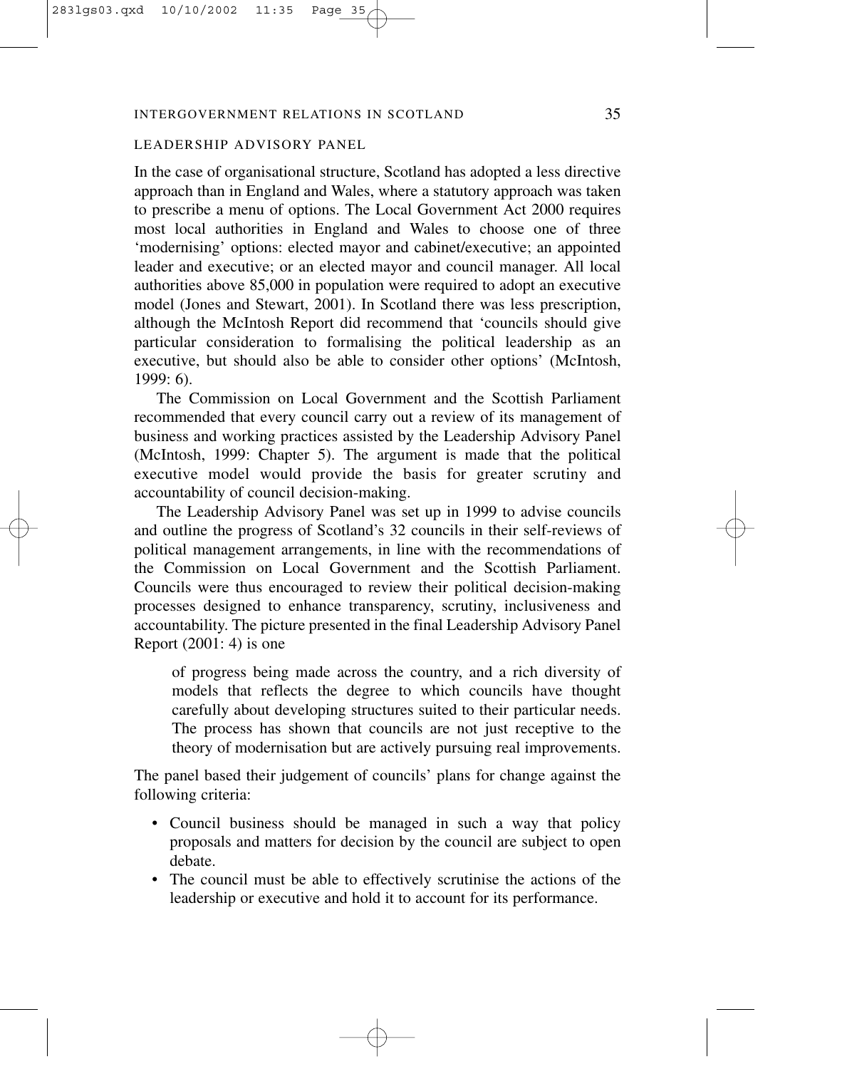## LEADERSHIP ADVISORY PANEL

In the case of organisational structure, Scotland has adopted a less directive approach than in England and Wales, where a statutory approach was taken to prescribe a menu of options. The Local Government Act 2000 requires most local authorities in England and Wales to choose one of three 'modernising' options: elected mayor and cabinet/executive; an appointed leader and executive; or an elected mayor and council manager. All local authorities above 85,000 in population were required to adopt an executive model (Jones and Stewart, 2001). In Scotland there was less prescription, although the McIntosh Report did recommend that 'councils should give particular consideration to formalising the political leadership as an executive, but should also be able to consider other options' (McIntosh, 1999: 6).

The Commission on Local Government and the Scottish Parliament recommended that every council carry out a review of its management of business and working practices assisted by the Leadership Advisory Panel (McIntosh, 1999: Chapter 5). The argument is made that the political executive model would provide the basis for greater scrutiny and accountability of council decision-making.

The Leadership Advisory Panel was set up in 1999 to advise councils and outline the progress of Scotland's 32 councils in their self-reviews of political management arrangements, in line with the recommendations of the Commission on Local Government and the Scottish Parliament. Councils were thus encouraged to review their political decision-making processes designed to enhance transparency, scrutiny, inclusiveness and accountability. The picture presented in the final Leadership Advisory Panel Report (2001: 4) is one

> of progress being made across the country, and a rich diversity of models that reflects the degree to which councils have thought carefully about developing structures suited to their particular needs. The process has shown that councils are not just receptive to the theory of modernisation but are actively pursuing real improvements.

The panel based their judgement of councils' plans for change against the following criteria:

- Council business should be managed in such a way that policy proposals and matters for decision by the council are subject to open debate.
- The council must be able to effectively scrutinise the actions of the leadership or executive and hold it to account for its performance.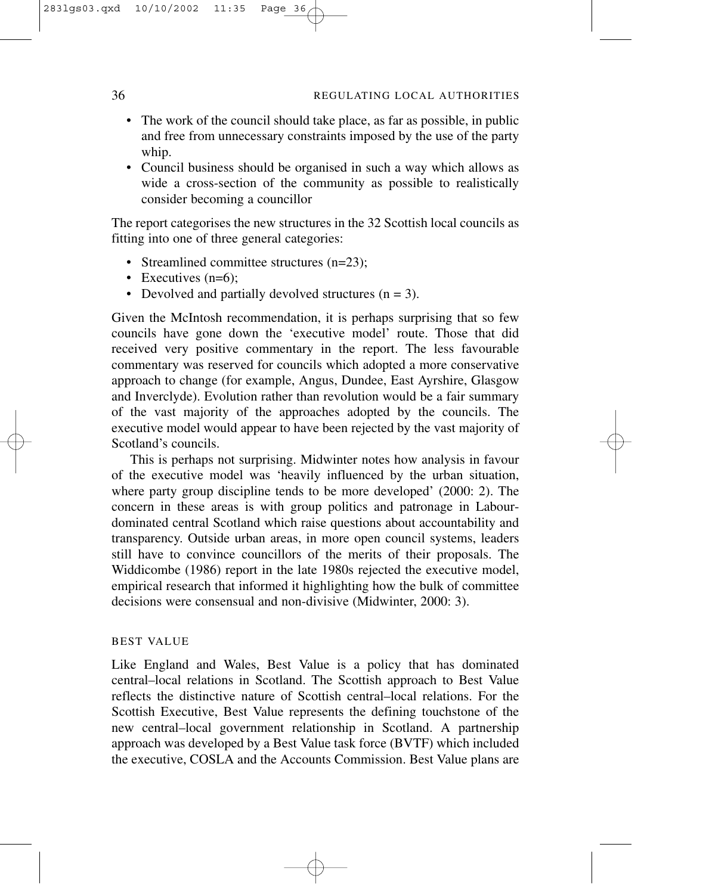- The work of the council should take place, as far as possible, in public and free from unnecessary constraints imposed by the use of the party whip.
- Council business should be organised in such a way which allows as wide a cross-section of the community as possible to realistically consider becoming a councillor

The report categorises the new structures in the 32 Scottish local councils as fitting into one of three general categories:

- Streamlined committee structures (n=23);
- Executives (n=6);
- Devolved and partially devolved structures (n = 3).

Given the McIntosh recommendation, it is perhaps surprising that so few councils have gone down the 'executive model' route. Those that did received very positive commentary in the report. The less favourable commentary was reserved for councils which adopted a more conservative approach to change (for example, Angus, Dundee, East Ayrshire, Glasgow and Inverclyde). Evolution rather than revolution would be a fair summary of the vast majority of the approaches adopted by the councils. The executive model would appear to have been rejected by the vast majority of Scotland's councils.

This is perhaps not surprising. Midwinter notes how analysis in favour of the executive model was 'heavily influenced by the urban situation, where party group discipline tends to be more developed' (2000: 2). The concern in these areas is with group politics and patronage in Labour-dominated central Scotland which raise questions about accountability and transparency. Outside urban areas, in more open council systems, leaders still have to convince councillors of the merits of their proposals. The Widdicombe (1986) report in the late 1980s rejected the executive model, empirical research that informed it highlighting how the bulk of committee decisions were consensual and non-divisive (Midwinter, 2000: 3).

## BEST VALUE

Like England and Wales, Best Value is a policy that has dominated central–local relations in Scotland. The Scottish approach to Best Value reflects the distinctive nature of Scottish central–local relations. For the Scottish Executive, Best Value represents the defining touchstone of the new central–local government relationship in Scotland. A partnership approach was developed by a Best Value task force (BVTF) which included the executive, COSLA and the Accounts Commission. Best Value plans are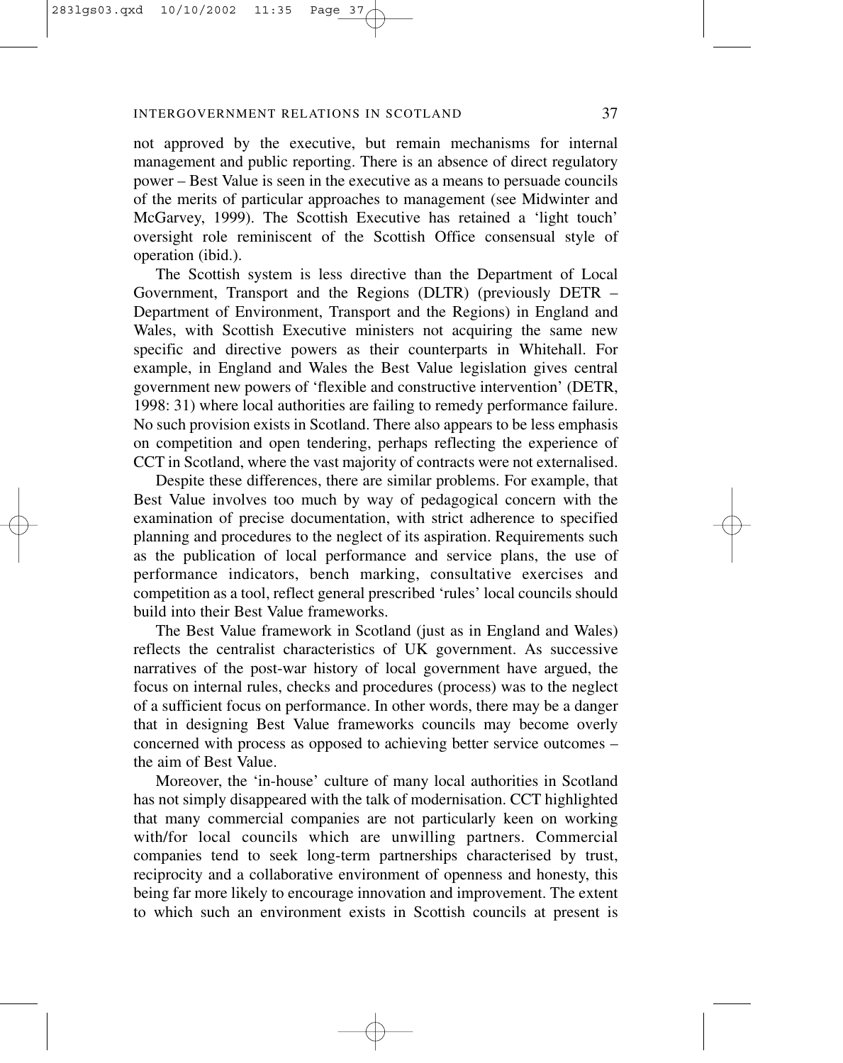not approved by the executive, but remain mechanisms for internal management and public reporting. There is an absence of direct regulatory power – Best Value is seen in the executive as a means to persuade councils of the merits of particular approaches to management (see Midwinter and McGarvey, 1999). The Scottish Executive has retained a 'light touch' oversight role reminiscent of the Scottish Office consensual style of operation (ibid.).

The Scottish system is less directive than the Department of Local Government, Transport and the Regions (DLTR) (previously DETR – Department of Environment, Transport and the Regions) in England and Wales, with Scottish Executive ministers not acquiring the same new specific and directive powers as their counterparts in Whitehall. For example, in England and Wales the Best Value legislation gives central government new powers of 'flexible and constructive intervention' (DETR, 1998: 31) where local authorities are failing to remedy performance failure. No such provision exists in Scotland. There also appears to be less emphasis on competition and open tendering, perhaps reflecting the experience of CCT in Scotland, where the vast majority of contracts were not externalised.

Despite these differences, there are similar problems. For example, that Best Value involves too much by way of pedagogical concern with the examination of precise documentation, with strict adherence to specified planning and procedures to the neglect of its aspiration. Requirements such as the publication of local performance and service plans, the use of performance indicators, bench marking, consultative exercises and competition as a tool, reflect general prescribed 'rules' local councils should build into their Best Value frameworks.

The Best Value framework in Scotland (just as in England and Wales) reflects the centralist characteristics of UK government. As successive narratives of the post-war history of local government have argued, the focus on internal rules, checks and procedures (process) was to the neglect of a sufficient focus on performance. In other words, there may be a danger that in designing Best Value frameworks councils may become overly concerned with process as opposed to achieving better service outcomes – the aim of Best Value.

Moreover, the 'in-house' culture of many local authorities in Scotland has not simply disappeared with the talk of modernisation. CCT highlighted that many commercial companies are not particularly keen on working with/for local councils which are unwilling partners. Commercial companies tend to seek long-term partnerships characterised by trust, reciprocity and a collaborative environment of openness and honesty, this being far more likely to encourage innovation and improvement. The extent to which such an environment exists in Scottish councils at present is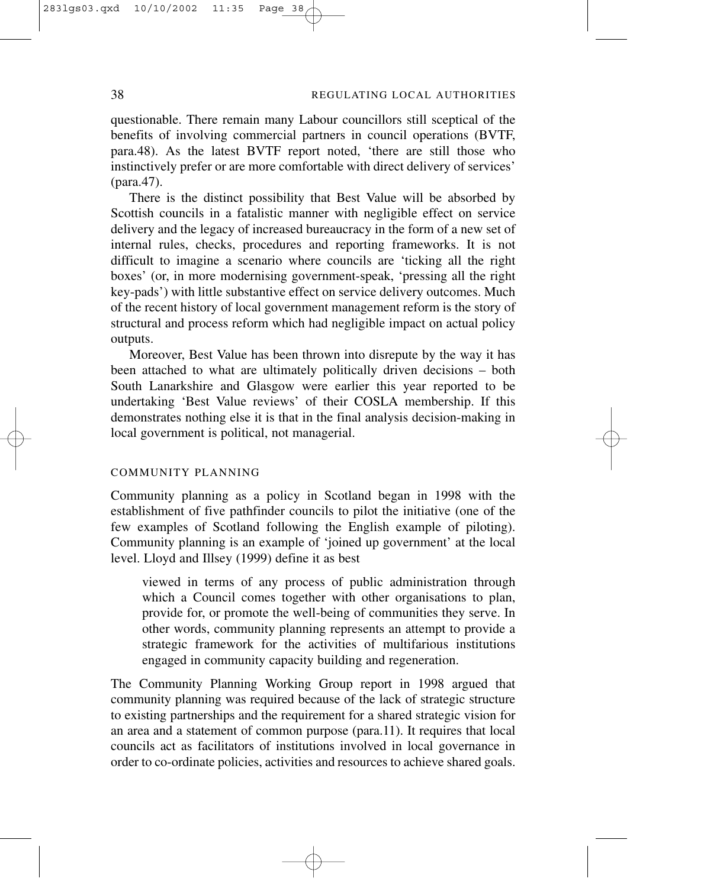questionable. There remain many Labour councillors still sceptical of the benefits of involving commercial partners in council operations (BVTF, para.48). As the latest BVTF report noted, 'there are still those who instinctively prefer or are more comfortable with direct delivery of services' (para.47).

There is the distinct possibility that Best Value will be absorbed by Scottish councils in a fatalistic manner with negligible effect on service delivery and the legacy of increased bureaucracy in the form of a new set of internal rules, checks, procedures and reporting frameworks. It is not difficult to imagine a scenario where councils are 'ticking all the right boxes' (or, in more modernising government-speak, 'pressing all the right key-pads') with little substantive effect on service delivery outcomes. Much of the recent history of local government management reform is the story of structural and process reform which had negligible impact on actual policy outputs.

Moreover, Best Value has been thrown into disrepute by the way it has been attached to what are ultimately politically driven decisions – both South Lanarkshire and Glasgow were earlier this year reported to be undertaking 'Best Value reviews' of their COSLA membership. If this demonstrates nothing else it is that in the final analysis decision-making in local government is political, not managerial.

## COMMUNITY PLANNING

Community planning as a policy in Scotland began in 1998 with the establishment of five pathfinder councils to pilot the initiative (one of the few examples of Scotland following the English example of piloting). Community planning is an example of 'joined up government' at the local level. Lloyd and Illsey (1999) define it as best

> viewed in terms of any process of public administration through which a Council comes together with other organisations to plan, provide for, or promote the well-being of communities they serve. In other words, community planning represents an attempt to provide a strategic framework for the activities of multifarious institutions engaged in community capacity building and regeneration.

The Community Planning Working Group report in 1998 argued that community planning was required because of the lack of strategic structure to existing partnerships and the requirement for a shared strategic vision for an area and a statement of common purpose (para.11). It requires that local councils act as facilitators of institutions involved in local governance in order to co-ordinate policies, activities and resources to achieve shared goals.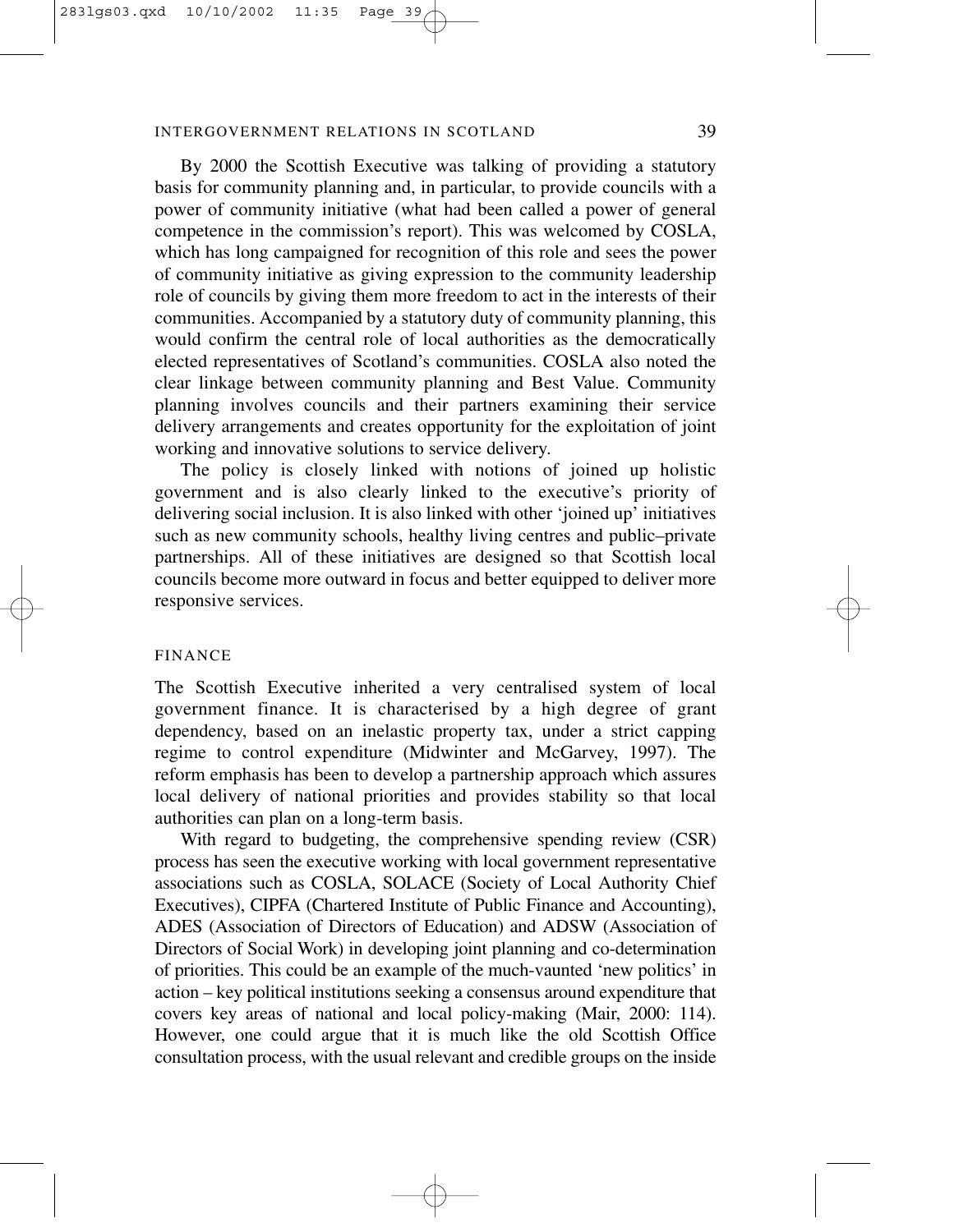By 2000 the Scottish Executive was talking of providing a statutory basis for community planning and, in particular, to provide councils with a power of community initiative (what had been called a power of general competence in the commission's report). This was welcomed by COSLA, which has long campaigned for recognition of this role and sees the power of community initiative as giving expression to the community leadership role of councils by giving them more freedom to act in the interests of their communities. Accompanied by a statutory duty of community planning, this would confirm the central role of local authorities as the democratically elected representatives of Scotland's communities. COSLA also noted the clear linkage between community planning and Best Value. Community planning involves councils and their partners examining their service delivery arrangements and creates opportunity for the exploitation of joint working and innovative solutions to service delivery.

The policy is closely linked with notions of joined up holistic government and is also clearly linked to the executive's priority of delivering social inclusion. It is also linked with other 'joined up' initiatives such as new community schools, healthy living centres and public–private partnerships. All of these initiatives are designed so that Scottish local councils become more outward in focus and better equipped to deliver more responsive services.

## FINANCE

The Scottish Executive inherited a very centralised system of local government finance. It is characterised by a high degree of grant dependency, based on an inelastic property tax, under a strict capping regime to control expenditure (Midwinter and McGarvey, 1997). The reform emphasis has been to develop a partnership approach which assures local delivery of national priorities and provides stability so that local authorities can plan on a long-term basis.

With regard to budgeting, the comprehensive spending review (CSR) process has seen the executive working with local government representative associations such as COSLA, SOLACE (Society of Local Authority Chief Executives), CIPFA (Chartered Institute of Public Finance and Accounting), ADES (Association of Directors of Education) and ADSW (Association of Directors of Social Work) in developing joint planning and co-determination of priorities. This could be an example of the much-vaunted 'new politics' in action – key political institutions seeking a consensus around expenditure that covers key areas of national and local policy-making (Mair, 2000: 114). However, one could argue that it is much like the old Scottish Office consultation process, with the usual relevant and credible groups on the inside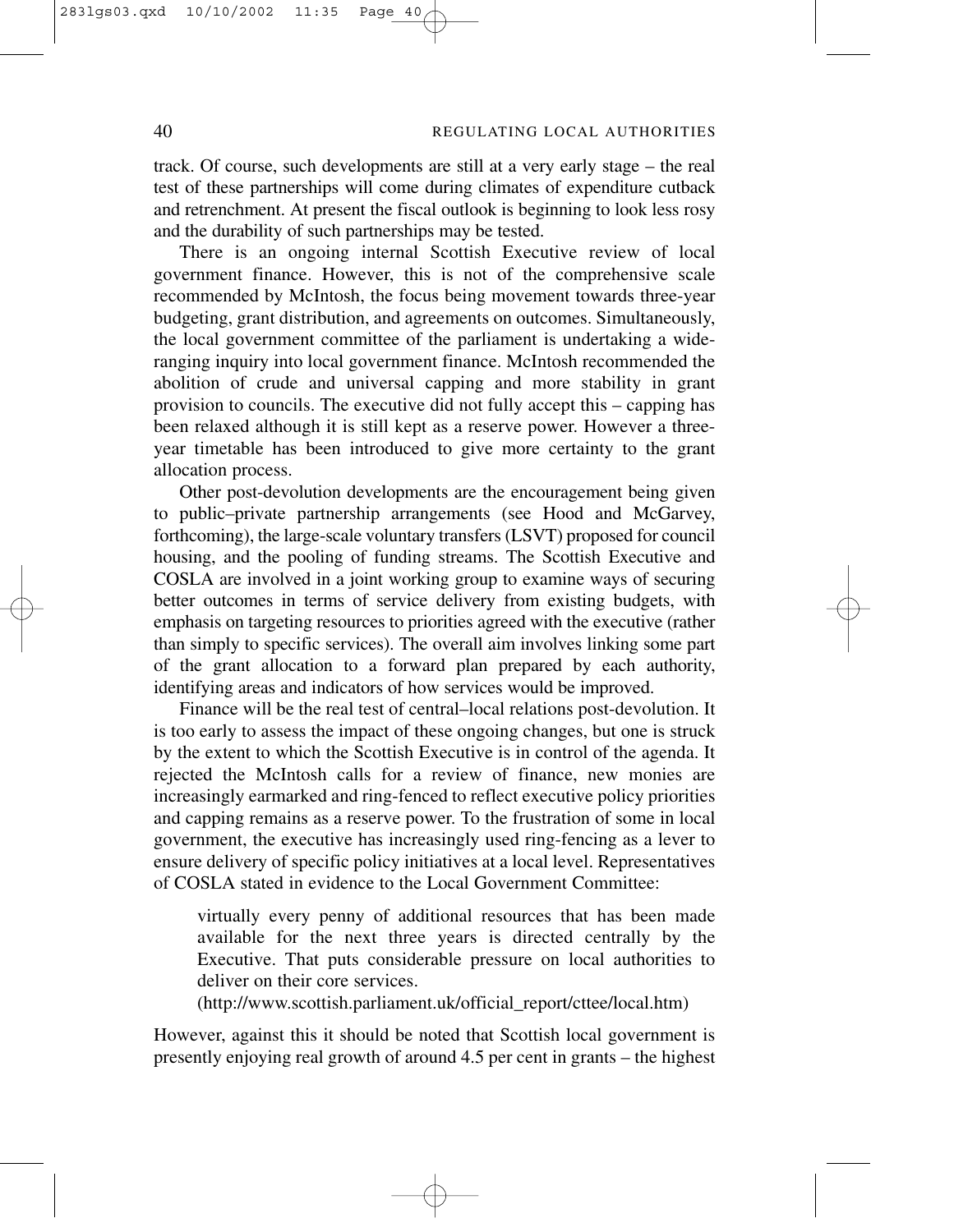track. Of course, such developments are still at a very early stage – the real test of these partnerships will come during climates of expenditure cutback and retrenchment. At present the fiscal outlook is beginning to look less rosy and the durability of such partnerships may be tested.

There is an ongoing internal Scottish Executive review of local government finance. However, this is not of the comprehensive scale recommended by McIntosh, the focus being movement towards three-year budgeting, grant distribution, and agreements on outcomes. Simultaneously, the local government committee of the parliament is undertaking a wide-ranging inquiry into local government finance. McIntosh recommended the abolition of crude and universal capping and more stability in grant provision to councils. The executive did not fully accept this – capping has been relaxed although it is still kept as a reserve power. However a three-year timetable has been introduced to give more certainty to the grant allocation process.

Other post-devolution developments are the encouragement being given to public–private partnership arrangements (see Hood and McGarvey, forthcoming), the large-scale voluntary transfers (LSVT) proposed for council housing, and the pooling of funding streams. The Scottish Executive and COSLA are involved in a joint working group to examine ways of securing better outcomes in terms of service delivery from existing budgets, with emphasis on targeting resources to priorities agreed with the executive (rather than simply to specific services). The overall aim involves linking some part of the grant allocation to a forward plan prepared by each authority, identifying areas and indicators of how services would be improved.

Finance will be the real test of central–local relations post-devolution. It is too early to assess the impact of these ongoing changes, but one is struck by the extent to which the Scottish Executive is in control of the agenda. It rejected the McIntosh calls for a review of finance, new monies are increasingly earmarked and ring-fenced to reflect executive policy priorities and capping remains as a reserve power. To the frustration of some in local government, the executive has increasingly used ring-fencing as a lever to ensure delivery of specific policy initiatives at a local level. Representatives of COSLA stated in evidence to the Local Government Committee:

> virtually every penny of additional resources that has been made available for the next three years is directed centrally by the Executive. That puts considerable pressure on local authorities to deliver on their core services.
>
> (http://www.scottish.parliament.uk/official_report/cttee/local.htm)

However, against this it should be noted that Scottish local government is presently enjoying real growth of around 4.5 per cent in grants – the highest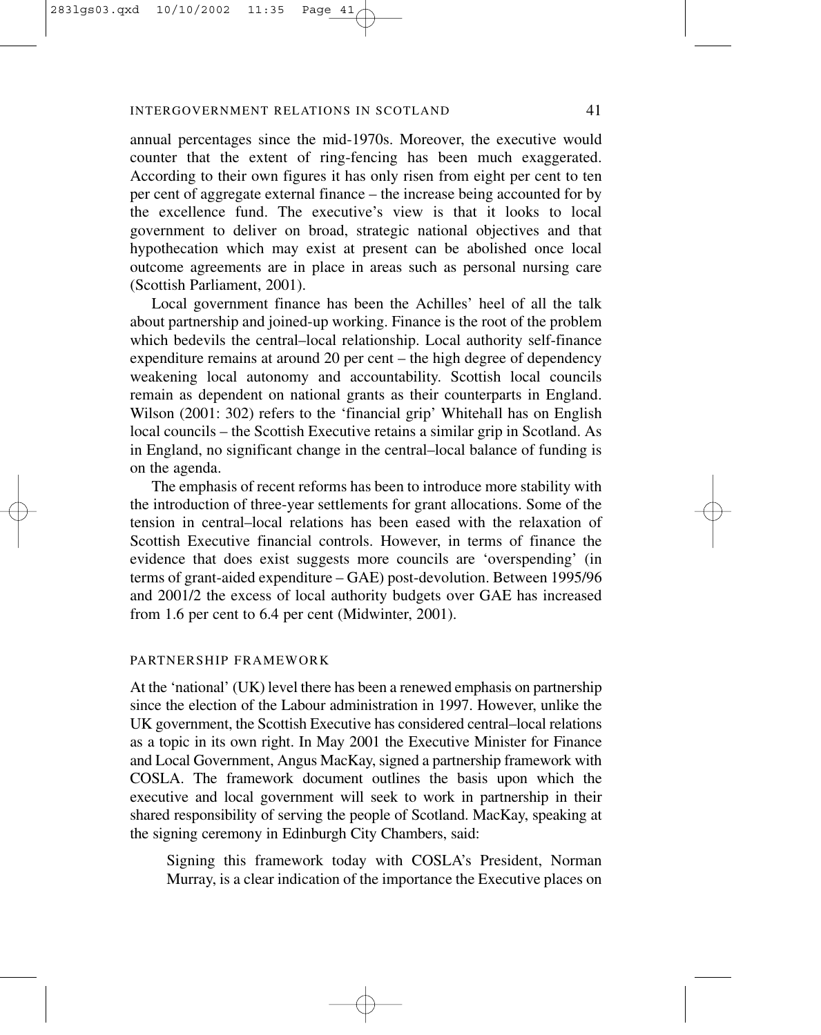annual percentages since the mid-1970s. Moreover, the executive would counter that the extent of ring-fencing has been much exaggerated. According to their own figures it has only risen from eight per cent to ten per cent of aggregate external finance – the increase being accounted for by the excellence fund. The executive's view is that it looks to local government to deliver on broad, strategic national objectives and that hypothecation which may exist at present can be abolished once local outcome agreements are in place in areas such as personal nursing care (Scottish Parliament, 2001).

Local government finance has been the Achilles' heel of all the talk about partnership and joined-up working. Finance is the root of the problem which bedevils the central–local relationship. Local authority self-finance expenditure remains at around 20 per cent – the high degree of dependency weakening local autonomy and accountability. Scottish local councils remain as dependent on national grants as their counterparts in England. Wilson (2001: 302) refers to the 'financial grip' Whitehall has on English local councils – the Scottish Executive retains a similar grip in Scotland. As in England, no significant change in the central–local balance of funding is on the agenda.

The emphasis of recent reforms has been to introduce more stability with the introduction of three-year settlements for grant allocations. Some of the tension in central–local relations has been eased with the relaxation of Scottish Executive financial controls. However, in terms of finance the evidence that does exist suggests more councils are 'overspending' (in terms of grant-aided expenditure – GAE) post-devolution. Between 1995/96 and 2001/2 the excess of local authority budgets over GAE has increased from 1.6 per cent to 6.4 per cent (Midwinter, 2001).

## PARTNERSHIP FRAMEWORK

At the 'national' (UK) level there has been a renewed emphasis on partnership since the election of the Labour administration in 1997. However, unlike the UK government, the Scottish Executive has considered central–local relations as a topic in its own right. In May 2001 the Executive Minister for Finance and Local Government, Angus MacKay, signed a partnership framework with COSLA. The framework document outlines the basis upon which the executive and local government will seek to work in partnership in their shared responsibility of serving the people of Scotland. MacKay, speaking at the signing ceremony in Edinburgh City Chambers, said:

> Signing this framework today with COSLA's President, Norman Murray, is a clear indication of the importance the Executive places on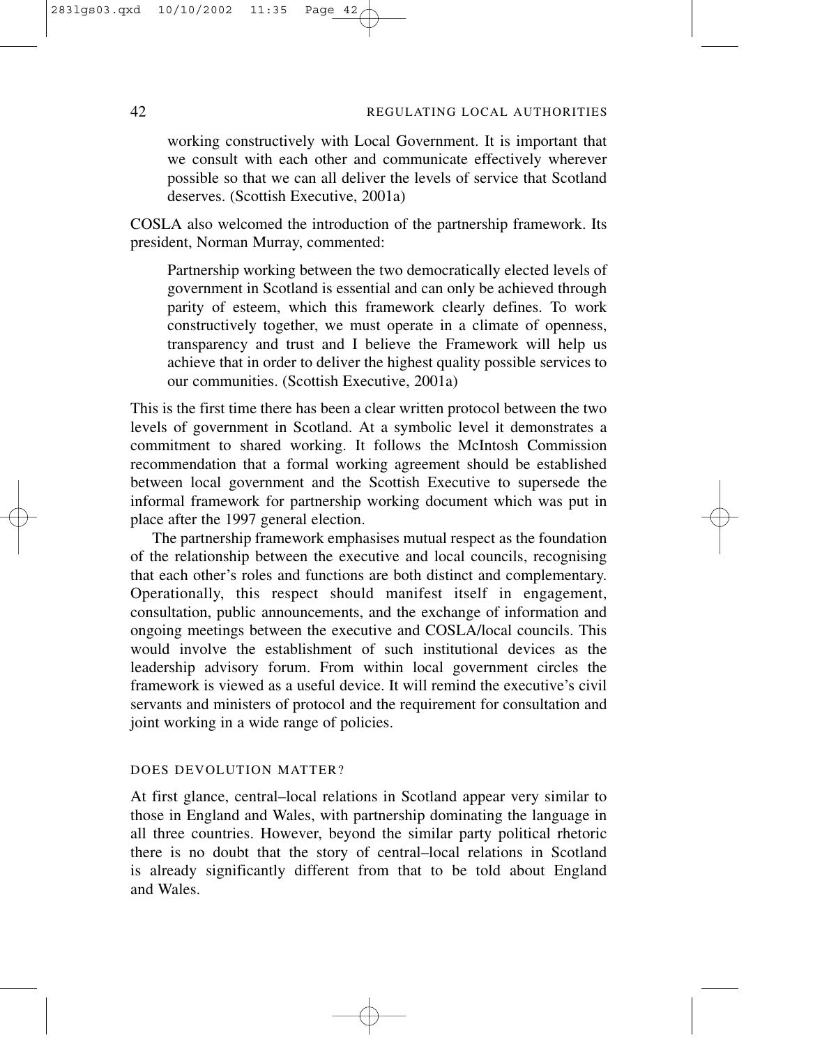> working constructively with Local Government. It is important that we consult with each other and communicate effectively wherever possible so that we can all deliver the levels of service that Scotland deserves. (Scottish Executive, 2001a)

COSLA also welcomed the introduction of the partnership framework. Its president, Norman Murray, commented:

> Partnership working between the two democratically elected levels of government in Scotland is essential and can only be achieved through parity of esteem, which this framework clearly defines. To work constructively together, we must operate in a climate of openness, transparency and trust and I believe the Framework will help us achieve that in order to deliver the highest quality possible services to our communities. (Scottish Executive, 2001a)

This is the first time there has been a clear written protocol between the two levels of government in Scotland. At a symbolic level it demonstrates a commitment to shared working. It follows the McIntosh Commission recommendation that a formal working agreement should be established between local government and the Scottish Executive to supersede the informal framework for partnership working document which was put in place after the 1997 general election.

The partnership framework emphasises mutual respect as the foundation of the relationship between the executive and local councils, recognising that each other's roles and functions are both distinct and complementary. Operationally, this respect should manifest itself in engagement, consultation, public announcements, and the exchange of information and ongoing meetings between the executive and COSLA/local councils. This would involve the establishment of such institutional devices as the leadership advisory forum. From within local government circles the framework is viewed as a useful device. It will remind the executive's civil servants and ministers of protocol and the requirement for consultation and joint working in a wide range of policies.

## DOES DEVOLUTION MATTER?

At first glance, central–local relations in Scotland appear very similar to those in England and Wales, with partnership dominating the language in all three countries. However, beyond the similar party political rhetoric there is no doubt that the story of central–local relations in Scotland is already significantly different from that to be told about England and Wales.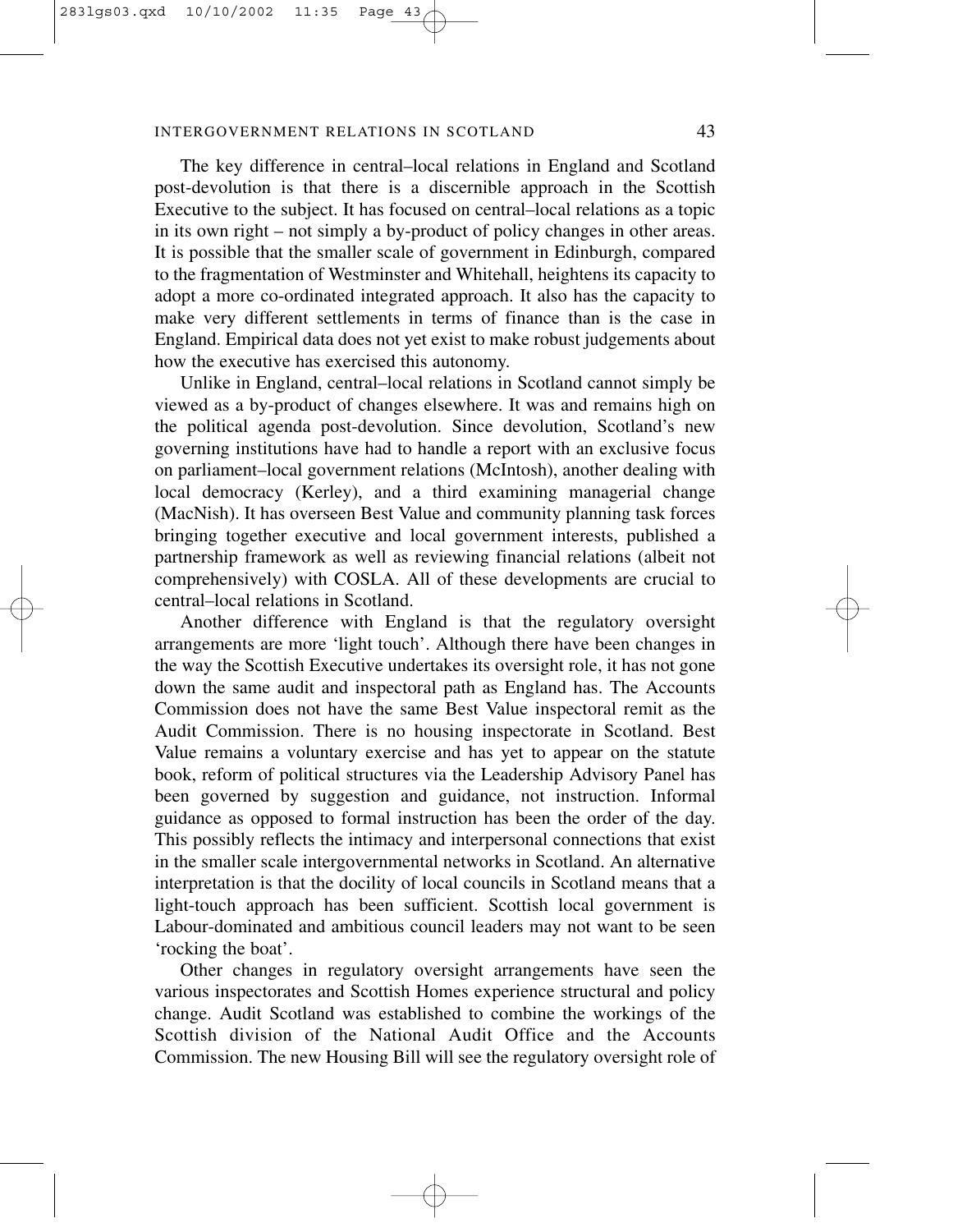The key difference in central–local relations in England and Scotland post-devolution is that there is a discernible approach in the Scottish Executive to the subject. It has focused on central–local relations as a topic in its own right – not simply a by-product of policy changes in other areas. It is possible that the smaller scale of government in Edinburgh, compared to the fragmentation of Westminster and Whitehall, heightens its capacity to adopt a more co-ordinated integrated approach. It also has the capacity to make very different settlements in terms of finance than is the case in England. Empirical data does not yet exist to make robust judgements about how the executive has exercised this autonomy.

Unlike in England, central–local relations in Scotland cannot simply be viewed as a by-product of changes elsewhere. It was and remains high on the political agenda post-devolution. Since devolution, Scotland's new governing institutions have had to handle a report with an exclusive focus on parliament–local government relations (McIntosh), another dealing with local democracy (Kerley), and a third examining managerial change (MacNish). It has overseen Best Value and community planning task forces bringing together executive and local government interests, published a partnership framework as well as reviewing financial relations (albeit not comprehensively) with COSLA. All of these developments are crucial to central–local relations in Scotland.

Another difference with England is that the regulatory oversight arrangements are more 'light touch'. Although there have been changes in the way the Scottish Executive undertakes its oversight role, it has not gone down the same audit and inspectoral path as England has. The Accounts Commission does not have the same Best Value inspectoral remit as the Audit Commission. There is no housing inspectorate in Scotland. Best Value remains a voluntary exercise and has yet to appear on the statute book, reform of political structures via the Leadership Advisory Panel has been governed by suggestion and guidance, not instruction. Informal guidance as opposed to formal instruction has been the order of the day. This possibly reflects the intimacy and interpersonal connections that exist in the smaller scale intergovernmental networks in Scotland. An alternative interpretation is that the docility of local councils in Scotland means that a light-touch approach has been sufficient. Scottish local government is Labour-dominated and ambitious council leaders may not want to be seen 'rocking the boat'.

Other changes in regulatory oversight arrangements have seen the various inspectorates and Scottish Homes experience structural and policy change. Audit Scotland was established to combine the workings of the Scottish division of the National Audit Office and the Accounts Commission. The new Housing Bill will see the regulatory oversight role of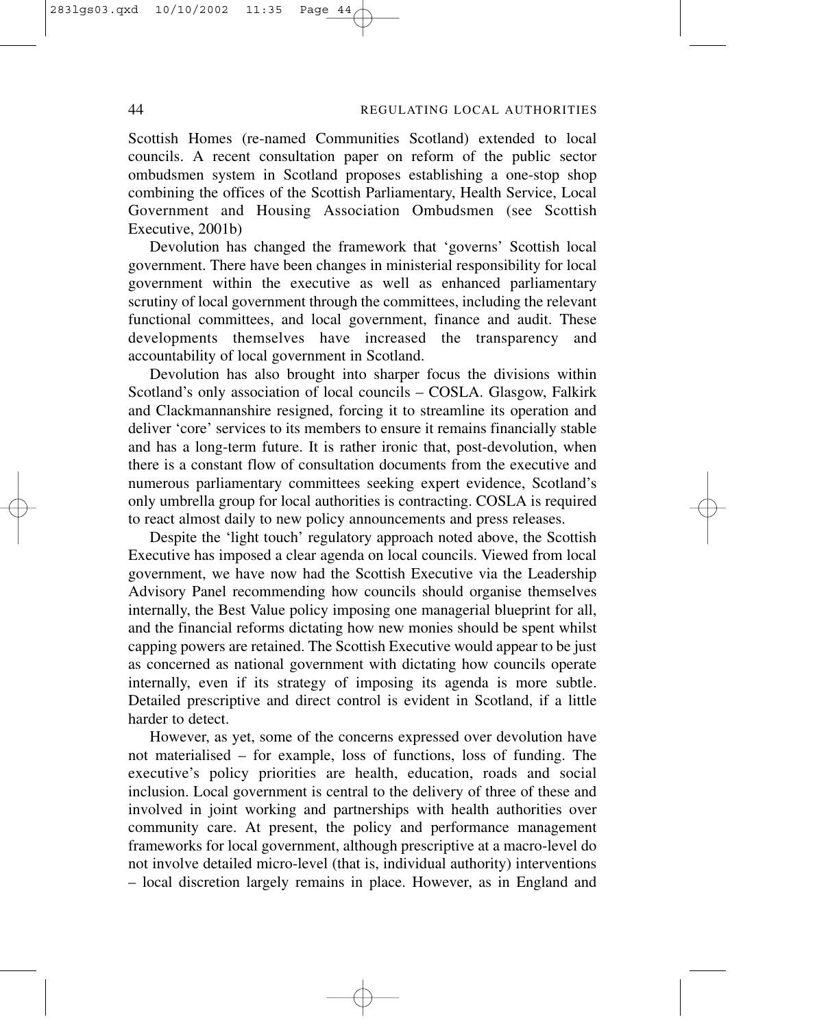Scottish Homes (re-named Communities Scotland) extended to local councils. A recent consultation paper on reform of the public sector ombudsmen system in Scotland proposes establishing a one-stop shop combining the offices of the Scottish Parliamentary, Health Service, Local Government and Housing Association Ombudsmen (see Scottish Executive, 2001b)

Devolution has changed the framework that 'governs' Scottish local government. There have been changes in ministerial responsibility for local government within the executive as well as enhanced parliamentary scrutiny of local government through the committees, including the relevant functional committees, and local government, finance and audit. These developments themselves have increased the transparency and accountability of local government in Scotland.

Devolution has also brought into sharper focus the divisions within Scotland's only association of local councils – COSLA. Glasgow, Falkirk and Clackmannanshire resigned, forcing it to streamline its operation and deliver 'core' services to its members to ensure it remains financially stable and has a long-term future. It is rather ironic that, post-devolution, when there is a constant flow of consultation documents from the executive and numerous parliamentary committees seeking expert evidence, Scotland's only umbrella group for local authorities is contracting. COSLA is required to react almost daily to new policy announcements and press releases.

Despite the 'light touch' regulatory approach noted above, the Scottish Executive has imposed a clear agenda on local councils. Viewed from local government, we have now had the Scottish Executive via the Leadership Advisory Panel recommending how councils should organise themselves internally, the Best Value policy imposing one managerial blueprint for all, and the financial reforms dictating how new monies should be spent whilst capping powers are retained. The Scottish Executive would appear to be just as concerned as national government with dictating how councils operate internally, even if its strategy of imposing its agenda is more subtle. Detailed prescriptive and direct control is evident in Scotland, if a little harder to detect.

However, as yet, some of the concerns expressed over devolution have not materialised – for example, loss of functions, loss of funding. The executive's policy priorities are health, education, roads and social inclusion. Local government is central to the delivery of three of these and involved in joint working and partnerships with health authorities over community care. At present, the policy and performance management frameworks for local government, although prescriptive at a macro-level do not involve detailed micro-level (that is, individual authority) interventions – local discretion largely remains in place. However, as in England and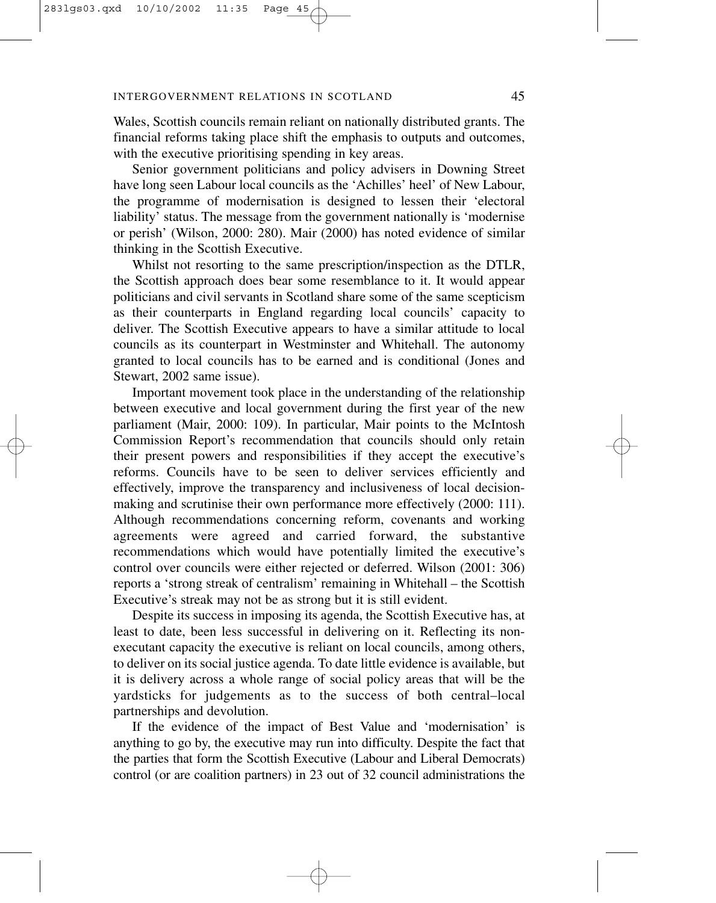Wales, Scottish councils remain reliant on nationally distributed grants. The financial reforms taking place shift the emphasis to outputs and outcomes, with the executive prioritising spending in key areas.

Senior government politicians and policy advisers in Downing Street have long seen Labour local councils as the 'Achilles' heel' of New Labour, the programme of modernisation is designed to lessen their 'electoral liability' status. The message from the government nationally is 'modernise or perish' (Wilson, 2000: 280). Mair (2000) has noted evidence of similar thinking in the Scottish Executive.

Whilst not resorting to the same prescription/inspection as the DTLR, the Scottish approach does bear some resemblance to it. It would appear politicians and civil servants in Scotland share some of the same scepticism as their counterparts in England regarding local councils' capacity to deliver. The Scottish Executive appears to have a similar attitude to local councils as its counterpart in Westminster and Whitehall. The autonomy granted to local councils has to be earned and is conditional (Jones and Stewart, 2002 same issue).

Important movement took place in the understanding of the relationship between executive and local government during the first year of the new parliament (Mair, 2000: 109). In particular, Mair points to the McIntosh Commission Report's recommendation that councils should only retain their present powers and responsibilities if they accept the executive's reforms. Councils have to be seen to deliver services efficiently and effectively, improve the transparency and inclusiveness of local decision-making and scrutinise their own performance more effectively (2000: 111). Although recommendations concerning reform, covenants and working agreements were agreed and carried forward, the substantive recommendations which would have potentially limited the executive's control over councils were either rejected or deferred. Wilson (2001: 306) reports a 'strong streak of centralism' remaining in Whitehall – the Scottish Executive's streak may not be as strong but it is still evident.

Despite its success in imposing its agenda, the Scottish Executive has, at least to date, been less successful in delivering on it. Reflecting its non-executant capacity the executive is reliant on local councils, among others, to deliver on its social justice agenda. To date little evidence is available, but it is delivery across a whole range of social policy areas that will be the yardsticks for judgements as to the success of both central–local partnerships and devolution.

If the evidence of the impact of Best Value and 'modernisation' is anything to go by, the executive may run into difficulty. Despite the fact that the parties that form the Scottish Executive (Labour and Liberal Democrats) control (or are coalition partners) in 23 out of 32 council administrations the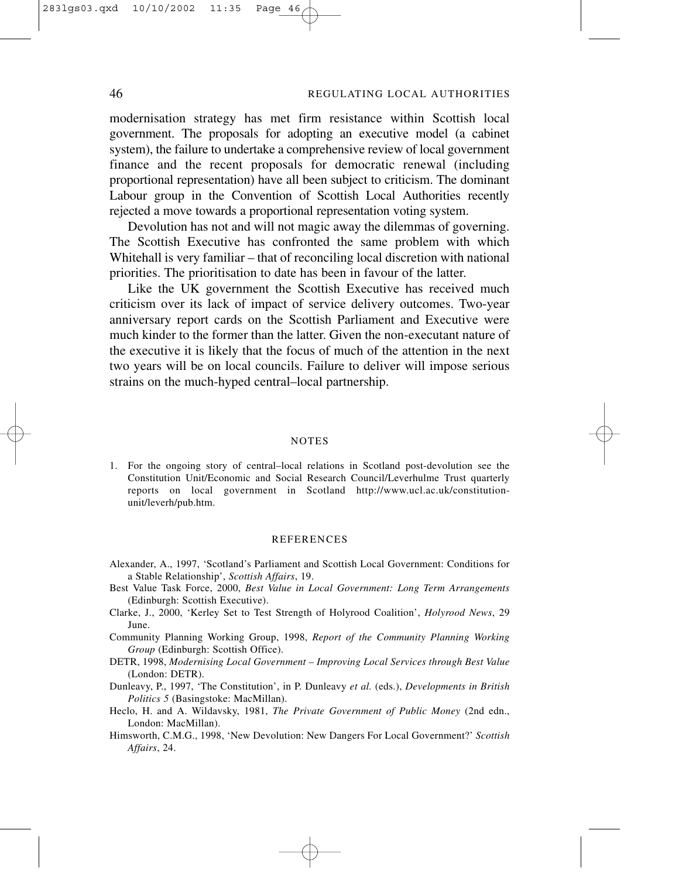modernisation strategy has met firm resistance within Scottish local government. The proposals for adopting an executive model (a cabinet system), the failure to undertake a comprehensive review of local government finance and the recent proposals for democratic renewal (including proportional representation) have all been subject to criticism. The dominant Labour group in the Convention of Scottish Local Authorities recently rejected a move towards a proportional representation voting system.

Devolution has not and will not magic away the dilemmas of governing. The Scottish Executive has confronted the same problem with which Whitehall is very familiar – that of reconciling local discretion with national priorities. The prioritisation to date has been in favour of the latter.

Like the UK government the Scottish Executive has received much criticism over its lack of impact of service delivery outcomes. Two-year anniversary report cards on the Scottish Parliament and Executive were much kinder to the former than the latter. Given the non-executant nature of the executive it is likely that the focus of much of the attention in the next two years will be on local councils. Failure to deliver will impose serious strains on the much-hyped central–local partnership.

## NOTES

1. For the ongoing story of central–local relations in Scotland post-devolution see the Constitution Unit/Economic and Social Research Council/Leverhulme Trust quarterly reports on local government in Scotland http://www.ucl.ac.uk/constitution-unit/leverh/pub.htm.

## REFERENCES

Alexander, A., 1997, 'Scotland's Parliament and Scottish Local Government: Conditions for a Stable Relationship', *Scottish Affairs*, 19.

Best Value Task Force, 2000, *Best Value in Local Government: Long Term Arrangements* (Edinburgh: Scottish Executive).

Clarke, J., 2000, 'Kerley Set to Test Strength of Holyrood Coalition', *Holyrood News*, 29 June.

Community Planning Working Group, 1998, *Report of the Community Planning Working Group* (Edinburgh: Scottish Office).

DETR, 1998, *Modernising Local Government – Improving Local Services through Best Value* (London: DETR).

Dunleavy, P., 1997, 'The Constitution', in P. Dunleavy *et al.* (eds.), *Developments in British Politics 5* (Basingstoke: MacMillan).

Heclo, H. and A. Wildavsky, 1981, *The Private Government of Public Money* (2nd edn., London: MacMillan).

Himsworth, C.M.G., 1998, 'New Devolution: New Dangers For Local Government?' *Scottish Affairs*, 24.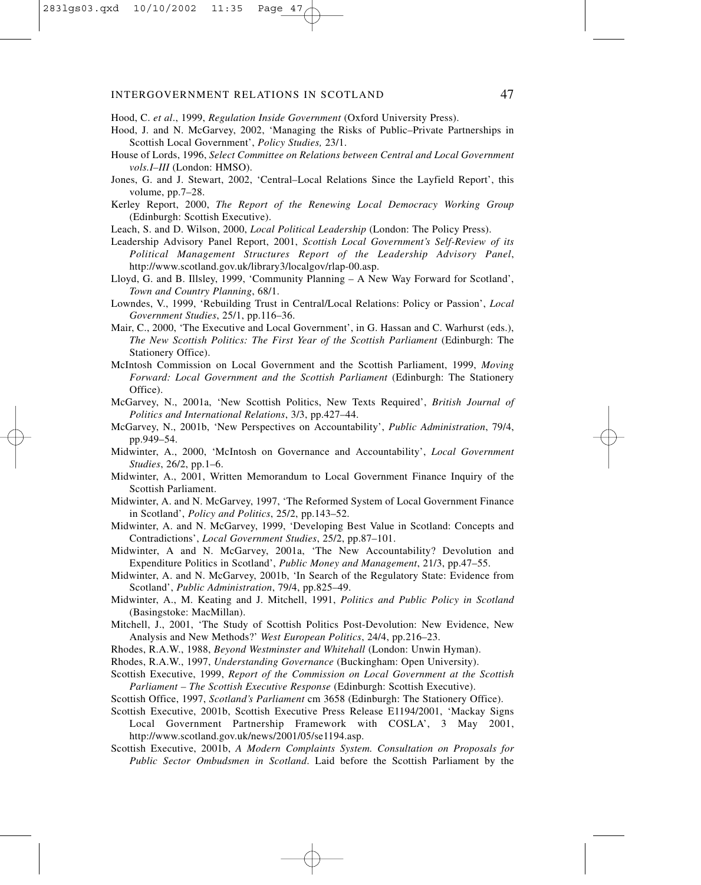Hood, C. *et al*., 1999, *Regulation Inside Government* (Oxford University Press).

Hood, J. and N. McGarvey, 2002, 'Managing the Risks of Public–Private Partnerships in Scottish Local Government', *Policy Studies,* 23/1.

House of Lords, 1996, *Select Committee on Relations between Central and Local Government vols.I–III* (London: HMSO).

Jones, G. and J. Stewart, 2002, 'Central–Local Relations Since the Layfield Report', this volume, pp.7–28.

Kerley Report, 2000, *The Report of the Renewing Local Democracy Working Group* (Edinburgh: Scottish Executive).

Leach, S. and D. Wilson, 2000, *Local Political Leadership* (London: The Policy Press).

Leadership Advisory Panel Report, 2001, *Scottish Local Government's Self-Review of its Political Management Structures Report of the Leadership Advisory Panel*, http://www.scotland.gov.uk/library3/localgov/rlap-00.asp.

Lloyd, G. and B. Illsley, 1999, 'Community Planning – A New Way Forward for Scotland', *Town and Country Planning*, 68/1.

Lowndes, V., 1999, 'Rebuilding Trust in Central/Local Relations: Policy or Passion', *Local Government Studies*, 25/1, pp.116–36.

Mair, C., 2000, 'The Executive and Local Government', in G. Hassan and C. Warhurst (eds.), *The New Scottish Politics: The First Year of the Scottish Parliament* (Edinburgh: The Stationery Office).

McIntosh Commission on Local Government and the Scottish Parliament, 1999, *Moving Forward: Local Government and the Scottish Parliament* (Edinburgh: The Stationery Office).

McGarvey, N., 2001a, 'New Scottish Politics, New Texts Required', *British Journal of Politics and International Relations*, 3/3, pp.427–44.

McGarvey, N., 2001b, 'New Perspectives on Accountability', *Public Administration*, 79/4, pp.949–54.

Midwinter, A., 2000, 'McIntosh on Governance and Accountability', *Local Government Studies*, 26/2, pp.1–6.

Midwinter, A., 2001, Written Memorandum to Local Government Finance Inquiry of the Scottish Parliament.

Midwinter, A. and N. McGarvey, 1997, 'The Reformed System of Local Government Finance in Scotland', *Policy and Politics*, 25/2, pp.143–52.

Midwinter, A. and N. McGarvey, 1999, 'Developing Best Value in Scotland: Concepts and Contradictions', *Local Government Studies*, 25/2, pp.87–101.

Midwinter, A and N. McGarvey, 2001a, 'The New Accountability? Devolution and Expenditure Politics in Scotland', *Public Money and Management*, 21/3, pp.47–55.

Midwinter, A. and N. McGarvey, 2001b, 'In Search of the Regulatory State: Evidence from Scotland', *Public Administration*, 79/4, pp.825–49.

Midwinter, A., M. Keating and J. Mitchell, 1991, *Politics and Public Policy in Scotland* (Basingstoke: MacMillan).

Mitchell, J., 2001, 'The Study of Scottish Politics Post-Devolution: New Evidence, New Analysis and New Methods?' *West European Politics*, 24/4, pp.216–23.

Rhodes, R.A.W., 1988, *Beyond Westminster and Whitehall* (London: Unwin Hyman).

Rhodes, R.A.W., 1997, *Understanding Governance* (Buckingham: Open University).

Scottish Executive, 1999, *Report of the Commission on Local Government at the Scottish Parliament – The Scottish Executive Response* (Edinburgh: Scottish Executive).

Scottish Office, 1997, *Scotland's Parliament* cm 3658 (Edinburgh: The Stationery Office).

Scottish Executive, 2001b, Scottish Executive Press Release E1194/2001, 'Mackay Signs Local Government Partnership Framework with COSLA', 3 May 2001, http://www.scotland.gov.uk/news/2001/05/se1194.asp.

Scottish Executive, 2001b, *A Modern Complaints System. Consultation on Proposals for Public Sector Ombudsmen in Scotland*. Laid before the Scottish Parliament by the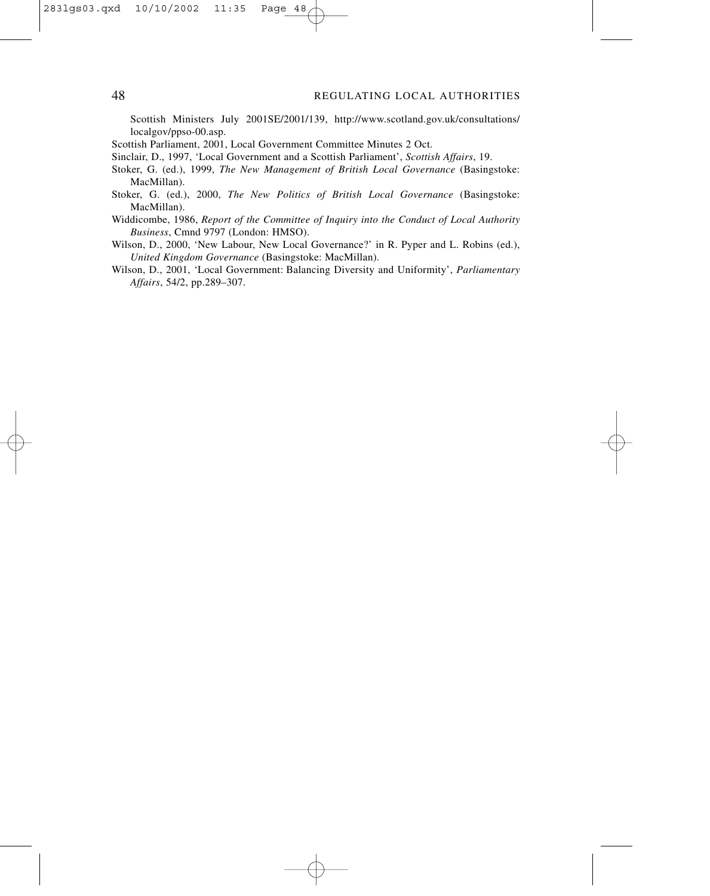Scottish Ministers July 2001SE/2001/139, http://www.scotland.gov.uk/consultations/localgov/ppso-00.asp.

Scottish Parliament, 2001, Local Government Committee Minutes 2 Oct.

Sinclair, D., 1997, 'Local Government and a Scottish Parliament', *Scottish Affairs*, 19.

Stoker, G. (ed.), 1999, *The New Management of British Local Governance* (Basingstoke: MacMillan).

Stoker, G. (ed.), 2000, *The New Politics of British Local Governance* (Basingstoke: MacMillan).

Widdicombe, 1986, *Report of the Committee of Inquiry into the Conduct of Local Authority Business*, Cmnd 9797 (London: HMSO).

Wilson, D., 2000, 'New Labour, New Local Governance?' in R. Pyper and L. Robins (ed.), *United Kingdom Governance* (Basingstoke: MacMillan).

Wilson, D., 2001, 'Local Government: Balancing Diversity and Uniformity', *Parliamentary Affairs*, 54/2, pp.289–307.